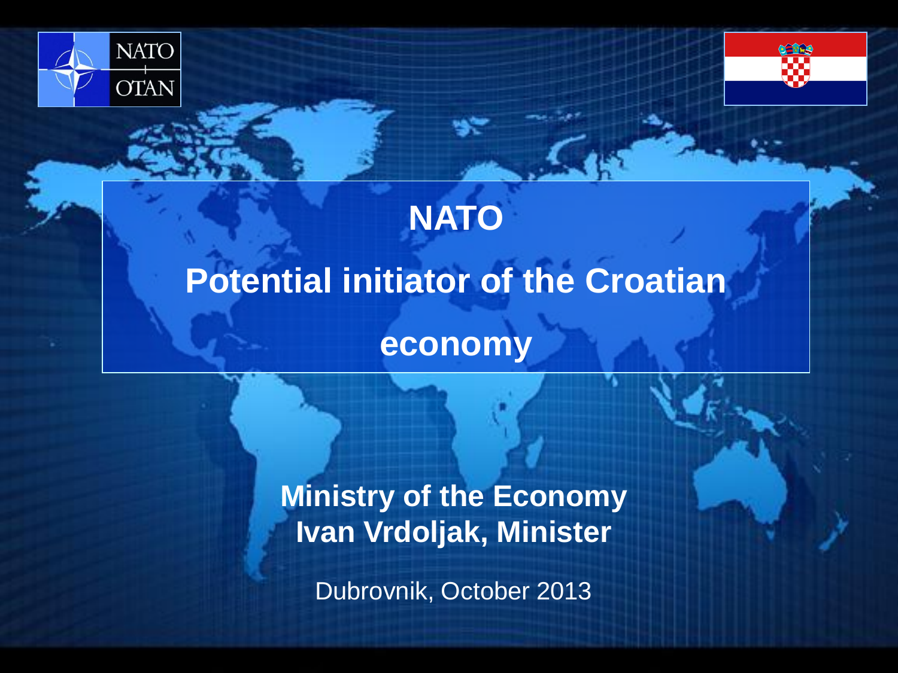# NATO

# Potential initiator of the Croatian economy

**Ministry of the Economy**
**Ivan Vrdoljak, Minister**

Dubrovnik, October 2013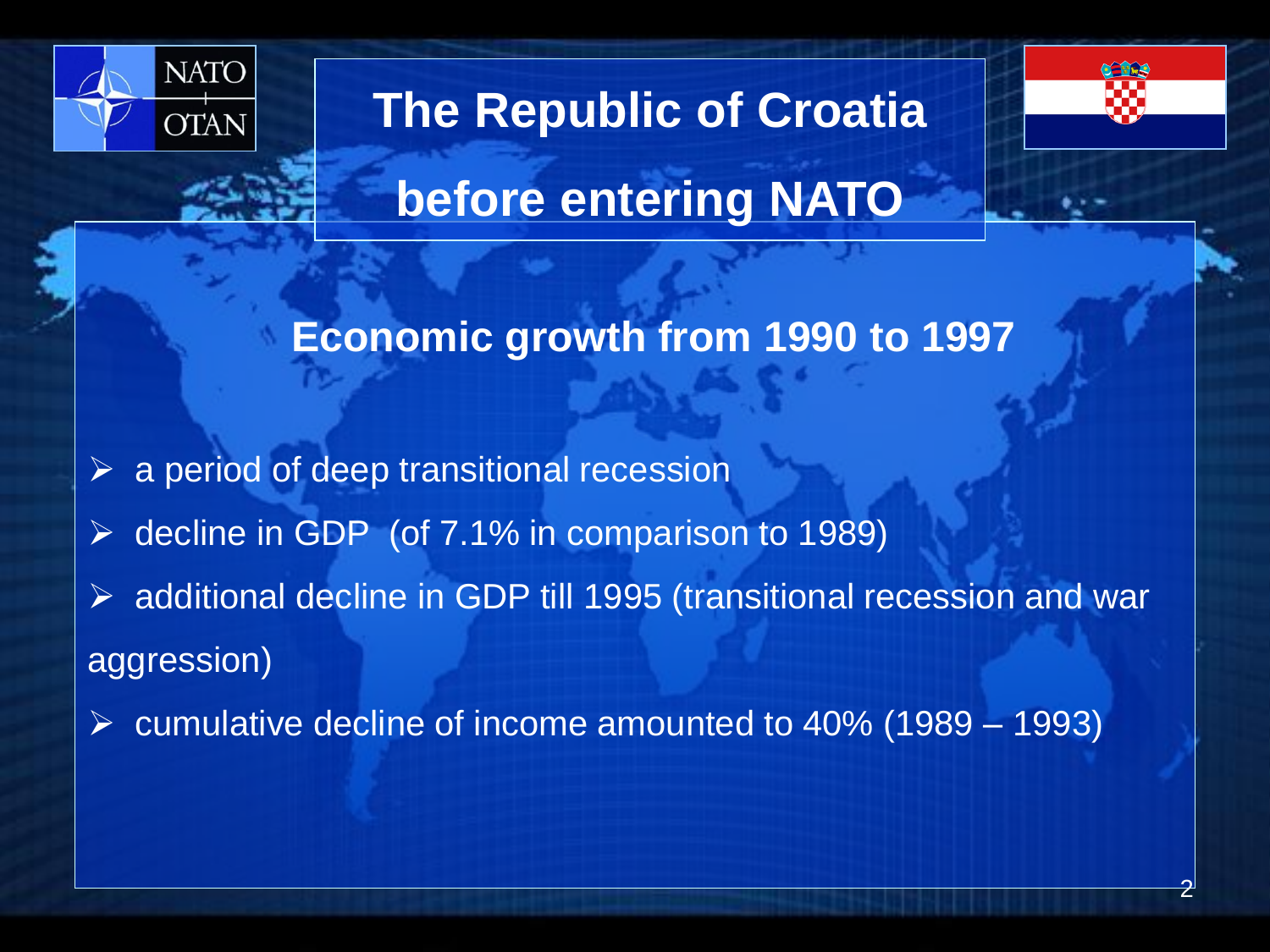# The Republic of Croatia before entering NATO

## Economic growth from 1990 to 1997

- a period of deep transitional recession
- decline in GDP (of 7.1% in comparison to 1989)
- additional decline in GDP till 1995 (transitional recession and war aggression)
- cumulative decline of income amounted to 40% (1989 – 1993)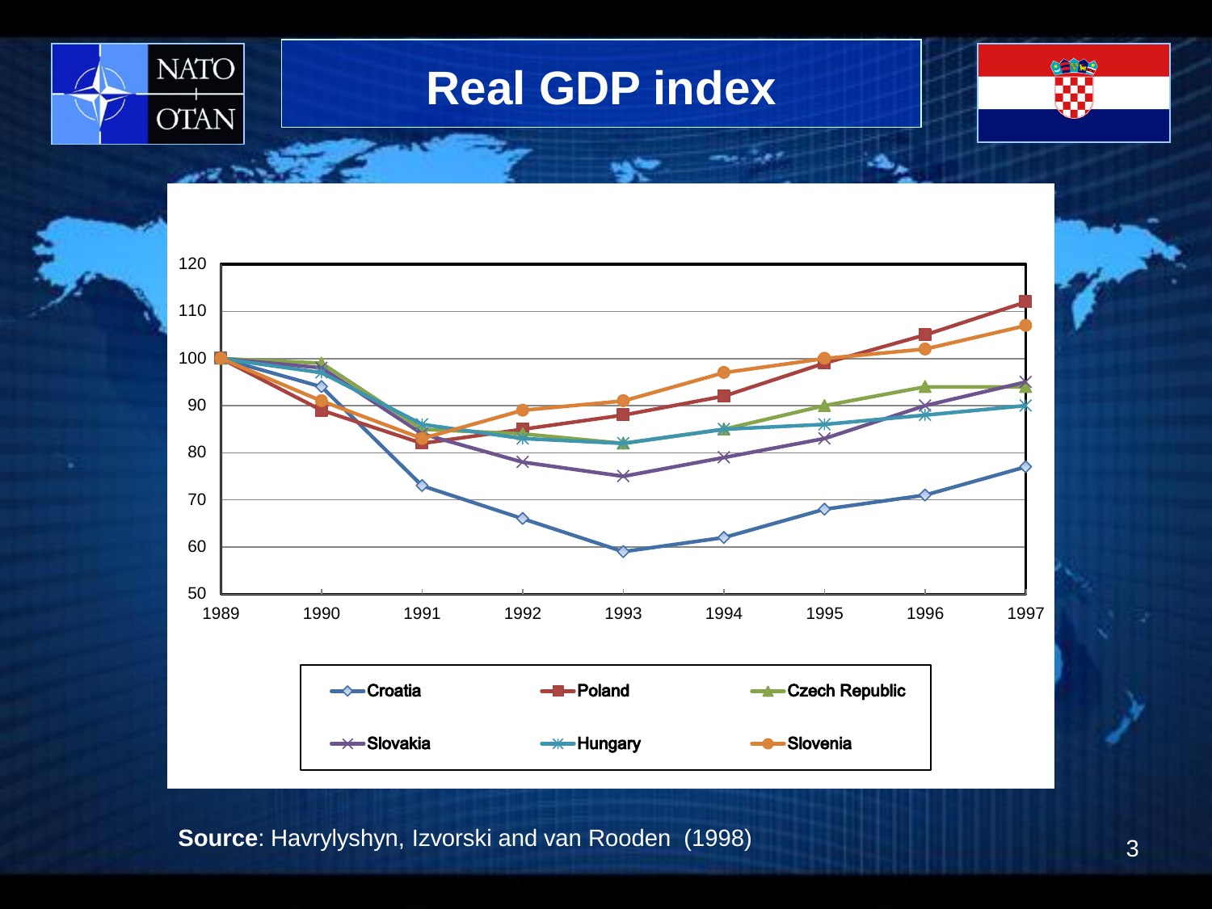# Real GDP index

Source: Havrylyshyn, Izvorski and van Rooden (1998)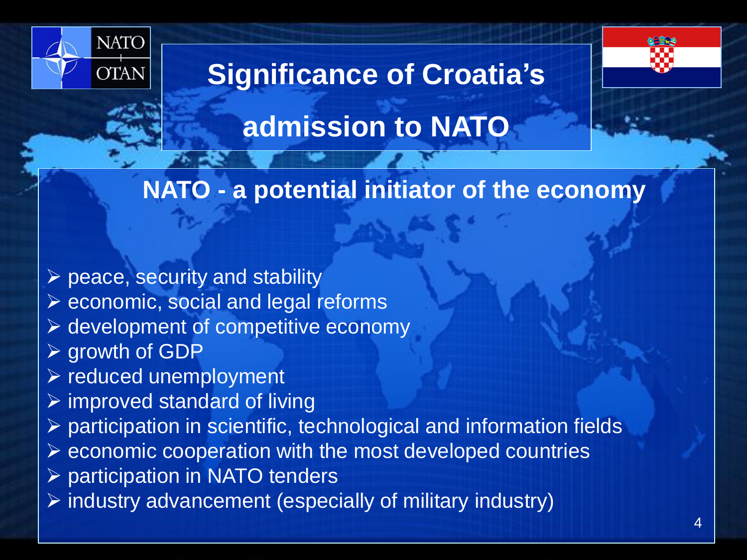# Significance of Croatia's admission to NATO

## NATO - a potential initiator of the economy

- peace, security and stability
- economic, social and legal reforms
- development of competitive economy
- growth of GDP
- reduced unemployment
- improved standard of living
- participation in scientific, technological and information fields
- economic cooperation with the most developed countries
- participation in NATO tenders
- industry advancement (especially of military industry)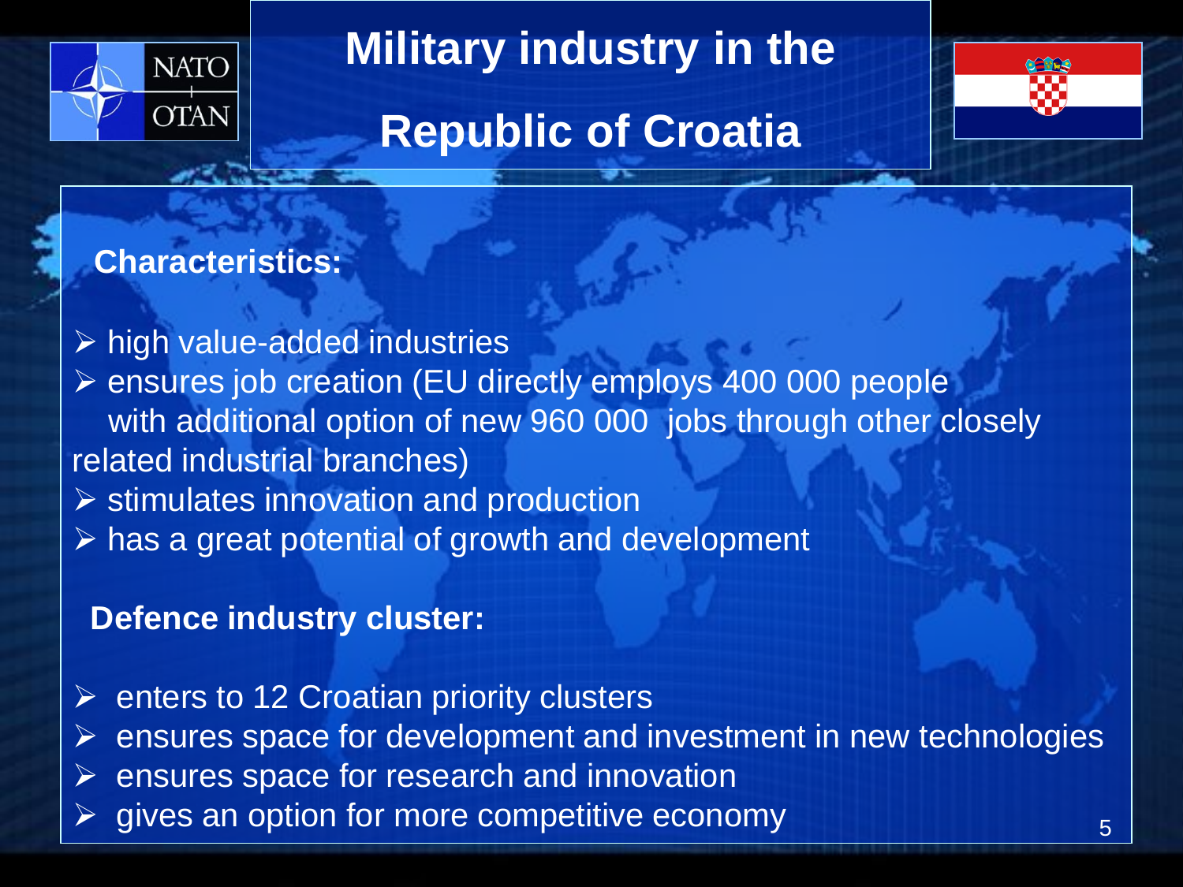# Military industry in the Republic of Croatia

**Characteristics:**

- high value-added industries
- ensures job creation (EU directly employs 400 000 people with additional option of new 960 000 jobs through other closely related industrial branches)
- stimulates innovation and production
- has a great potential of growth and development

**Defence industry cluster:**

- enters to 12 Croatian priority clusters
- ensures space for development and investment in new technologies
- ensures space for research and innovation
- gives an option for more competitive economy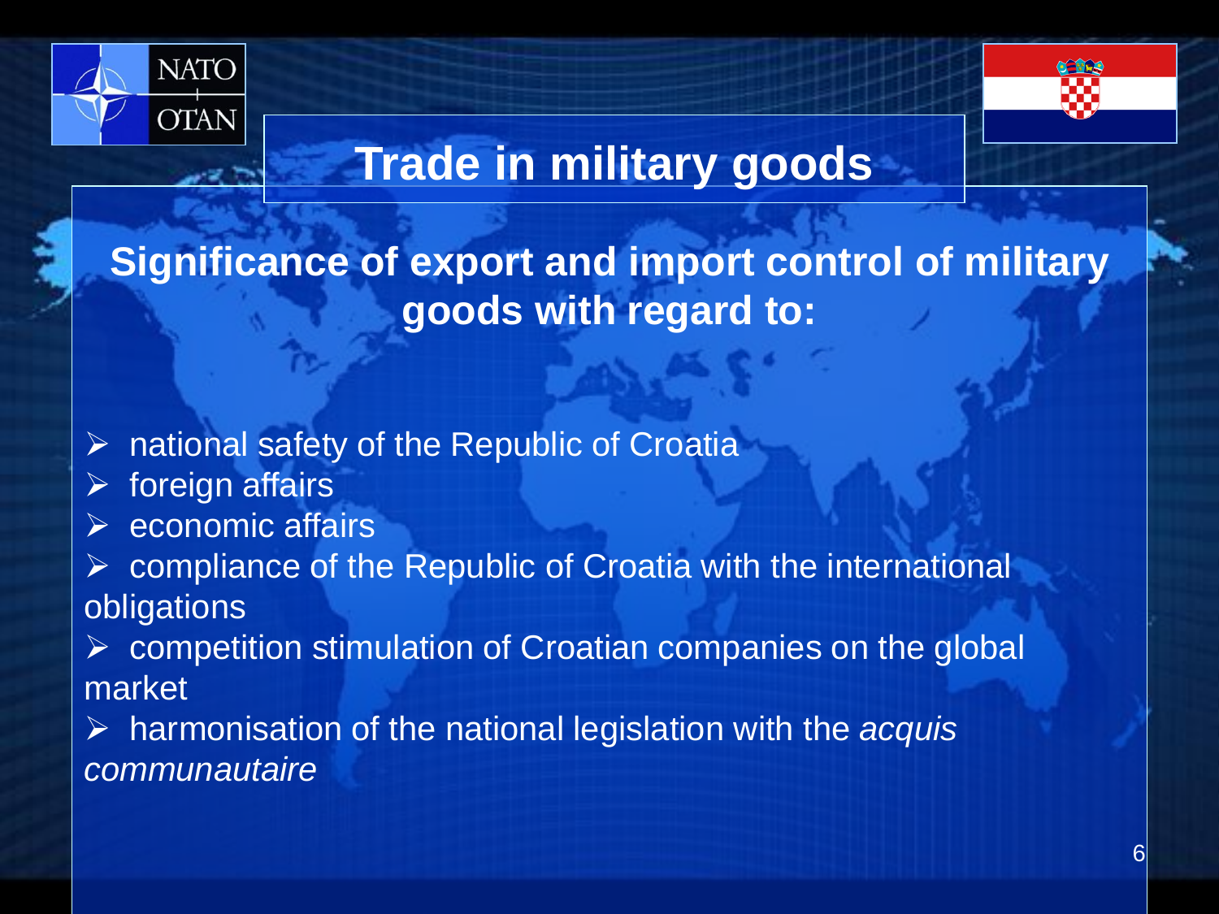# Trade in military goods

## Significance of export and import control of military goods with regard to:

- national safety of the Republic of Croatia
- foreign affairs
- economic affairs
- compliance of the Republic of Croatia with the international obligations
- competition stimulation of Croatian companies on the global market
- harmonisation of the national legislation with the *acquis communautaire*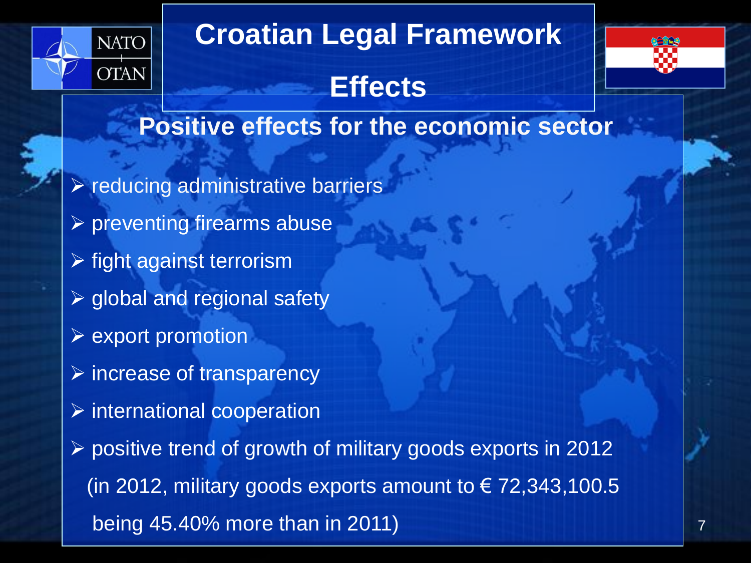# Croatian Legal Framework

## Effects

### Positive effects for the economic sector

- reducing administrative barriers
- preventing firearms abuse
- fight against terrorism
- global and regional safety
- export promotion
- increase of transparency
- international cooperation
- positive trend of growth of military goods exports in 2012 (in 2012, military goods exports amount to € 72,343,100.5 being 45.40% more than in 2011)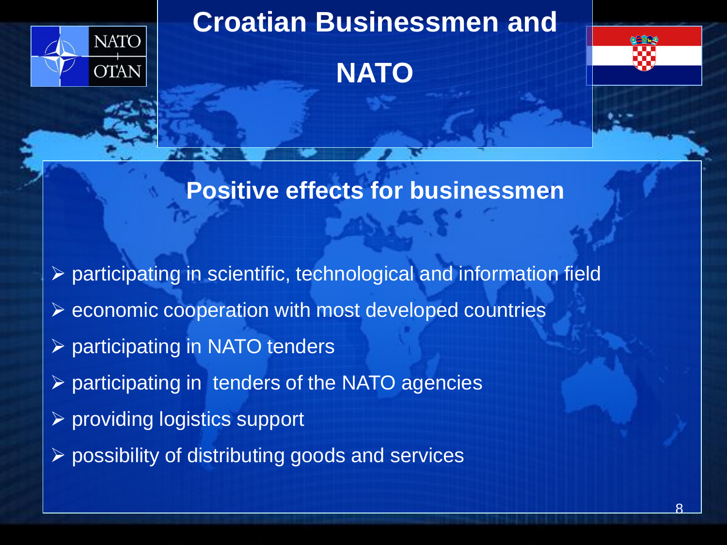# Croatian Businessmen and NATO

## Positive effects for businessmen

- participating in scientific, technological and information field
- economic cooperation with most developed countries
- participating in NATO tenders
- participating in tenders of the NATO agencies
- providing logistics support
- possibility of distributing goods and services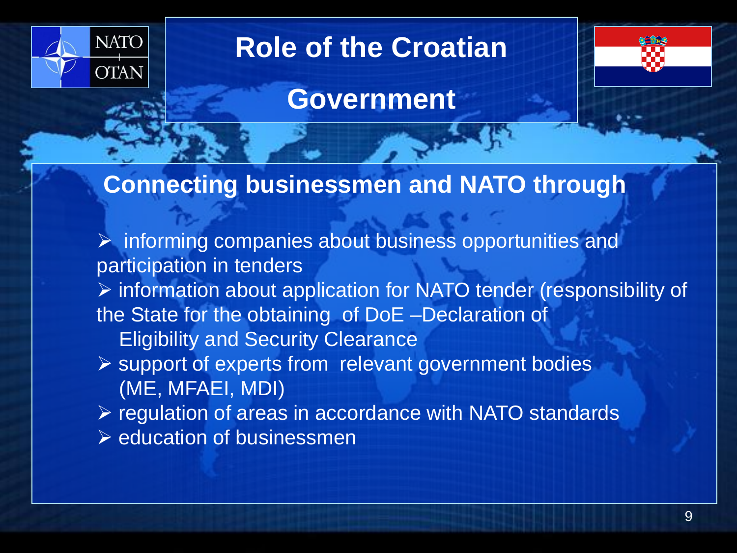# Role of the Croatian Government

## Connecting businessmen and NATO through

- informing companies about business opportunities and participation in tenders
- information about application for NATO tender (responsibility of the State for the obtaining of DoE –Declaration of Eligibility and Security Clearance
- support of experts from relevant government bodies (ME, MFAEI, MDI)
- regulation of areas in accordance with NATO standards
- education of businessmen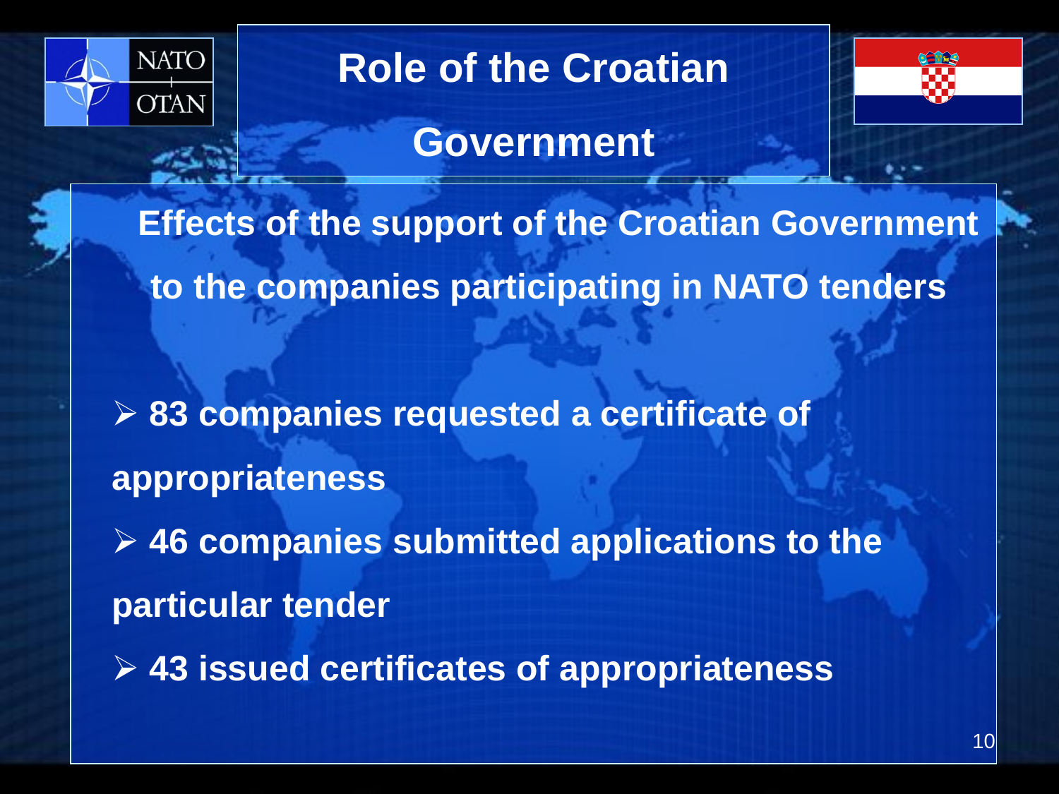# Role of the Croatian Government

## Effects of the support of the Croatian Government to the companies participating in NATO tenders

- **83 companies requested a certificate of appropriateness**
- **46 companies submitted applications to the particular tender**
- **43 issued certificates of appropriateness**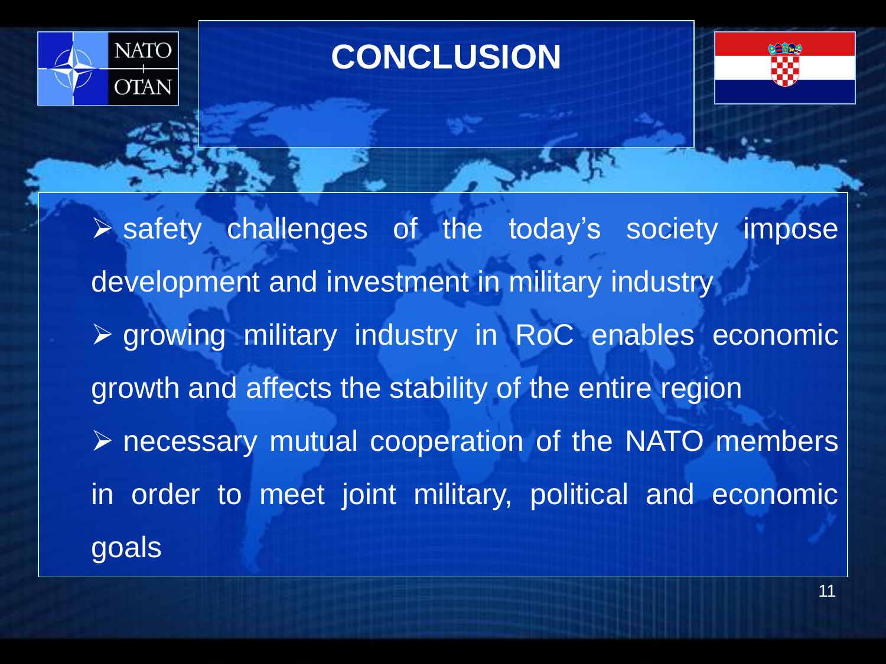# CONCLUSION

- safety challenges of the today's society impose development and investment in military industry
- growing military industry in RoC enables economic growth and affects the stability of the entire region
- necessary mutual cooperation of the NATO members in order to meet joint military, political and economic goals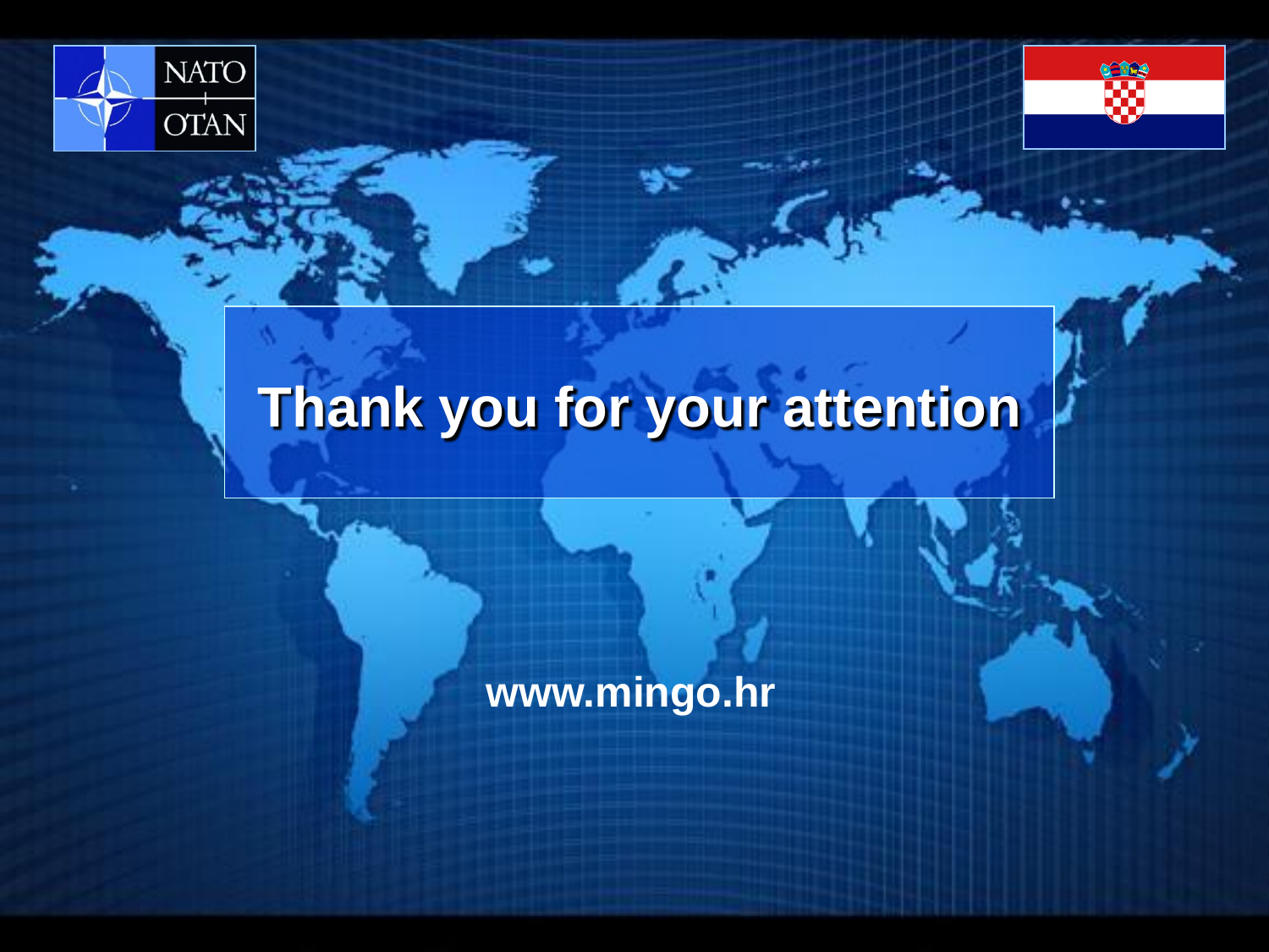# Thank you for your attention

www.mingo.hr